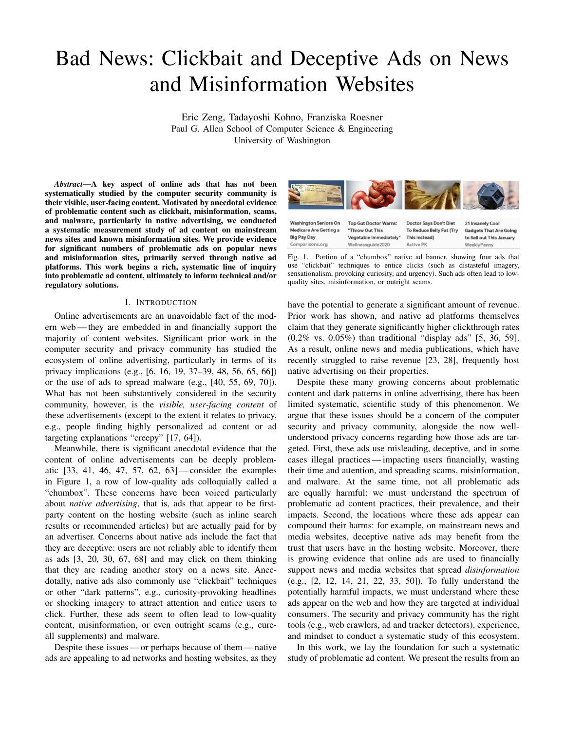# Bad News: Clickbait and Deceptive Ads on News and Misinformation Websites

Eric Zeng, Tadayoshi Kohno, Franziska Roesner
Paul G. Allen School of Computer Science & Engineering
University of Washington

***Abstract*—A key aspect of online ads that has not been systematically studied by the computer security community is their visible, user-facing content. Motivated by anecdotal evidence of problematic content such as clickbait, misinformation, scams, and malware, particularly in native advertising, we conducted a systematic measurement study of ad content on mainstream news sites and known misinformation sites. We provide evidence for significant numbers of problematic ads on popular news and misinformation sites, primarily served through native ad platforms. This work begins a rich, systematic line of inquiry into problematic ad content, ultimately to inform technical and/or regulatory solutions.**

## I. Introduction

Online advertisements are an unavoidable fact of the modern web — they are embedded in and financially support the majority of content websites. Significant prior work in the computer security and privacy community has studied the ecosystem of online advertising, particularly in terms of its privacy implications (e.g., [6, 16, 19, 37–39, 48, 56, 65, 66]) or the use of ads to spread malware (e.g., [40, 55, 69, 70]). What has not been substantively considered in the security community, however, is the *visible, user-facing content* of these advertisements (except to the extent it relates to privacy, e.g., people finding highly personalized ad content or ad targeting explanations "creepy" [17, 64]).

Meanwhile, there is significant anecdotal evidence that the content of online advertisements can be deeply problematic [33, 41, 46, 47, 57, 62, 63] — consider the examples in Figure 1, a row of low-quality ads colloquially called a "chumbox". These concerns have been voiced particularly about *native advertising*, that is, ads that appear to be first-party content on the hosting website (such as inline search results or recommended articles) but are actually paid for by an advertiser. Concerns about native ads include the fact that they are deceptive: users are not reliably able to identify them as ads [3, 20, 30, 67, 68] and may click on them thinking that they are reading another story on a news site. Anecdotally, native ads also commonly use "clickbait" techniques or other "dark patterns", e.g., curiosity-provoking headlines or shocking imagery to attract attention and entice users to click. Further, these ads seem to often lead to low-quality content, misinformation, or even outright scams (e.g., cure-all supplements) and malware.

Despite these issues — or perhaps because of them — native ads are appealing to ad networks and hosting websites, as they have the potential to generate a significant amount of revenue. Prior work has shown, and native ad platforms themselves claim that they generate significantly higher clickthrough rates (0.2% vs. 0.05%) than traditional "display ads" [5, 36, 59]. As a result, online news and media publications, which have recently struggled to raise revenue [23, 28], frequently host native advertising on their properties.

Fig. 1. Portion of a "chumbox" native ad banner, showing four ads that use "clickbait" techniques to entice clicks (such as distasteful imagery, sensationalism, provoking curiosity, and urgency). Such ads often lead to low-quality sites, misinformation, or outright scams.

Despite these many growing concerns about problematic content and dark patterns in online advertising, there has been limited systematic, scientific study of this phenomenon. We argue that these issues should be a concern of the computer security and privacy community, alongside the now well-understood privacy concerns regarding how those ads are targeted. First, these ads use misleading, deceptive, and in some cases illegal practices — impacting users financially, wasting their time and attention, and spreading scams, misinformation, and malware. At the same time, not all problematic ads are equally harmful: we must understand the spectrum of problematic ad content practices, their prevalence, and their impacts. Second, the locations where these ads appear can compound their harms: for example, on mainstream news and media websites, deceptive native ads may benefit from the trust that users have in the hosting website. Moreover, there is growing evidence that online ads are used to financially support news and media websites that spread *disinformation* (e.g., [2, 12, 14, 21, 22, 33, 50]). To fully understand the potentially harmful impacts, we must understand where these ads appear on the web and how they are targeted at individual consumers. The security and privacy community has the right tools (e.g., web crawlers, ad and tracker detectors), experience, and mindset to conduct a systematic study of this ecosystem.

In this work, we lay the foundation for such a systematic study of problematic ad content. We present the results from an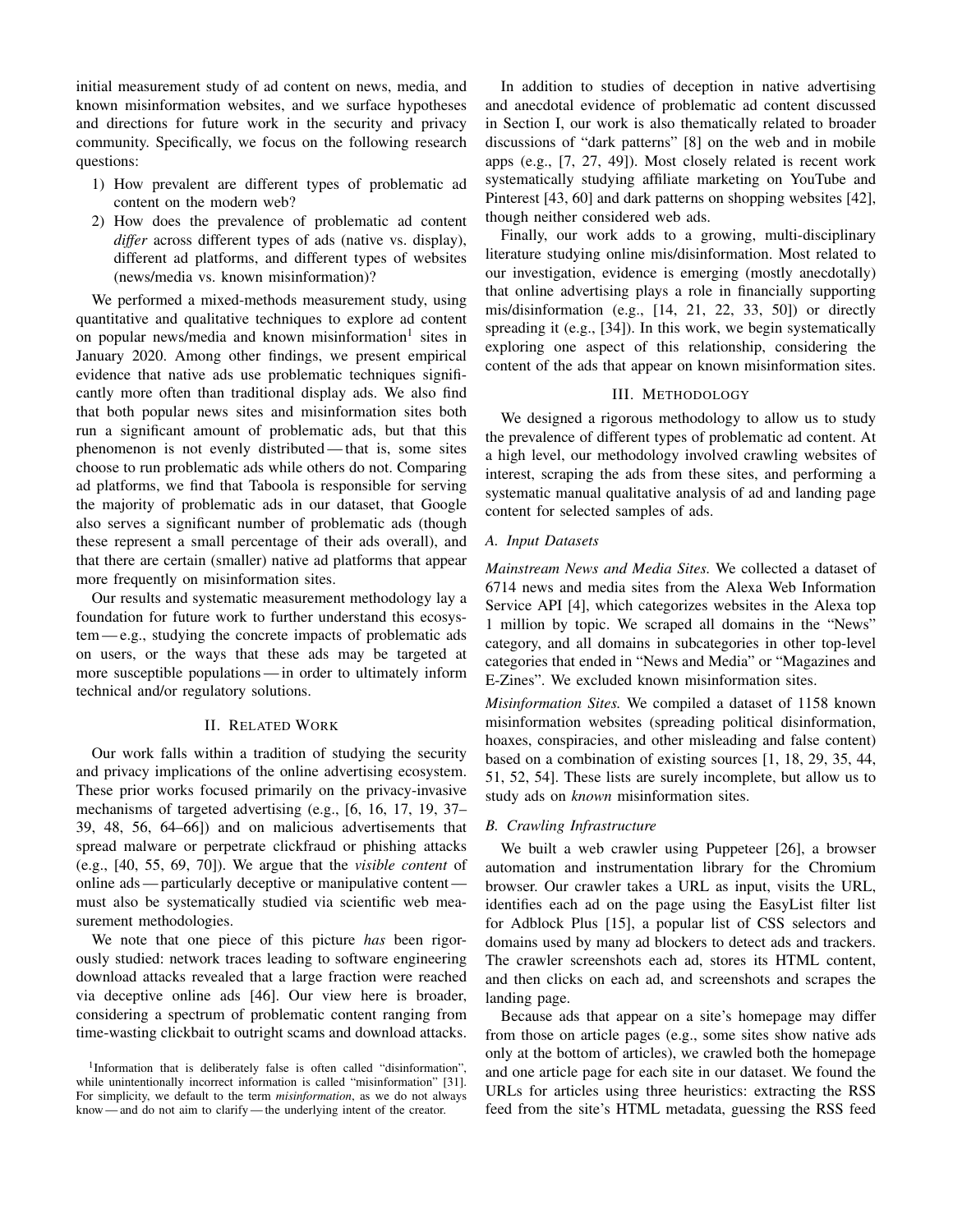initial measurement study of ad content on news, media, and known misinformation websites, and we surface hypotheses and directions for future work in the security and privacy community. Specifically, we focus on the following research questions:

1) How prevalent are different types of problematic ad content on the modern web?
2) How does the prevalence of problematic ad content *differ* across different types of ads (native vs. display), different ad platforms, and different types of websites (news/media vs. known misinformation)?

We performed a mixed-methods measurement study, using quantitative and qualitative techniques to explore ad content on popular news/media and known misinformation[1] sites in January 2020. Among other findings, we present empirical evidence that native ads use problematic techniques significantly more often than traditional display ads. We also find that both popular news sites and misinformation sites both run a significant amount of problematic ads, but that this phenomenon is not evenly distributed — that is, some sites choose to run problematic ads while others do not. Comparing ad platforms, we find that Taboola is responsible for serving the majority of problematic ads in our dataset, that Google also serves a significant number of problematic ads (though these represent a small percentage of their ads overall), and that there are certain (smaller) native ad platforms that appear more frequently on misinformation sites.

Our results and systematic measurement methodology lay a foundation for future work to further understand this ecosystem — e.g., studying the concrete impacts of problematic ads on users, or the ways that these ads may be targeted at more susceptible populations — in order to ultimately inform technical and/or regulatory solutions.

## II. Related Work

Our work falls within a tradition of studying the security and privacy implications of the online advertising ecosystem. These prior works focused primarily on the privacy-invasive mechanisms of targeted advertising (e.g., [6, 16, 17, 19, 37–39, 48, 56, 64–66]) and on malicious advertisements that spread malware or perpetrate clickfraud or phishing attacks (e.g., [40, 55, 69, 70]). We argue that the *visible content* of online ads — particularly deceptive or manipulative content — must also be systematically studied via scientific web measurement methodologies.

We note that one piece of this picture *has* been rigorously studied: network traces leading to software engineering download attacks revealed that a large fraction were reached via deceptive online ads [46]. Our view here is broader, considering a spectrum of problematic content ranging from time-wasting clickbait to outright scams and download attacks.

In addition to studies of deception in native advertising and anecdotal evidence of problematic ad content discussed in Section I, our work is also thematically related to broader discussions of "dark patterns" [8] on the web and in mobile apps (e.g., [7, 27, 49]). Most closely related is recent work systematically studying affiliate marketing on YouTube and Pinterest [43, 60] and dark patterns on shopping websites [42], though neither considered web ads.

Finally, our work adds to a growing, multi-disciplinary literature studying online mis/disinformation. Most related to our investigation, evidence is emerging (mostly anecdotally) that online advertising plays a role in financially supporting mis/disinformation (e.g., [14, 21, 22, 33, 50]) or directly spreading it (e.g., [34]). In this work, we begin systematically exploring one aspect of this relationship, considering the content of the ads that appear on known misinformation sites.

## III. Methodology

We designed a rigorous methodology to allow us to study the prevalence of different types of problematic ad content. At a high level, our methodology involved crawling websites of interest, scraping the ads from these sites, and performing a systematic manual qualitative analysis of ad and landing page content for selected samples of ads.

### A. Input Datasets

*Mainstream News and Media Sites.* We collected a dataset of 6714 news and media sites from the Alexa Web Information Service API [4], which categorizes websites in the Alexa top 1 million by topic. We scraped all domains in the "News" category, and all domains in subcategories in other top-level categories that ended in "News and Media" or "Magazines and E-Zines". We excluded known misinformation sites.

*Misinformation Sites.* We compiled a dataset of 1158 known misinformation websites (spreading political disinformation, hoaxes, conspiracies, and other misleading and false content) based on a combination of existing sources [1, 18, 29, 35, 44, 51, 52, 54]. These lists are surely incomplete, but allow us to study ads on *known* misinformation sites.

### B. Crawling Infrastructure

We built a web crawler using Puppeteer [26], a browser automation and instrumentation library for the Chromium browser. Our crawler takes a URL as input, visits the URL, identifies each ad on the page using the EasyList filter list for Adblock Plus [15], a popular list of CSS selectors and domains used by many ad blockers to detect ads and trackers. The crawler screenshots each ad, stores its HTML content, and then clicks on each ad, and screenshots and scrapes the landing page.

Because ads that appear on a site's homepage may differ from those on article pages (e.g., some sites show native ads only at the bottom of articles), we crawled both the homepage and one article page for each site in our dataset. We found the URLs for articles using three heuristics: extracting the RSS feed from the site's HTML metadata, guessing the RSS feed

[1] Information that is deliberately false is often called "disinformation", while unintentionally incorrect information is called "misinformation" [31]. For simplicity, we default to the term *misinformation*, as we do not always know — and do not aim to clarify — the underlying intent of the creator.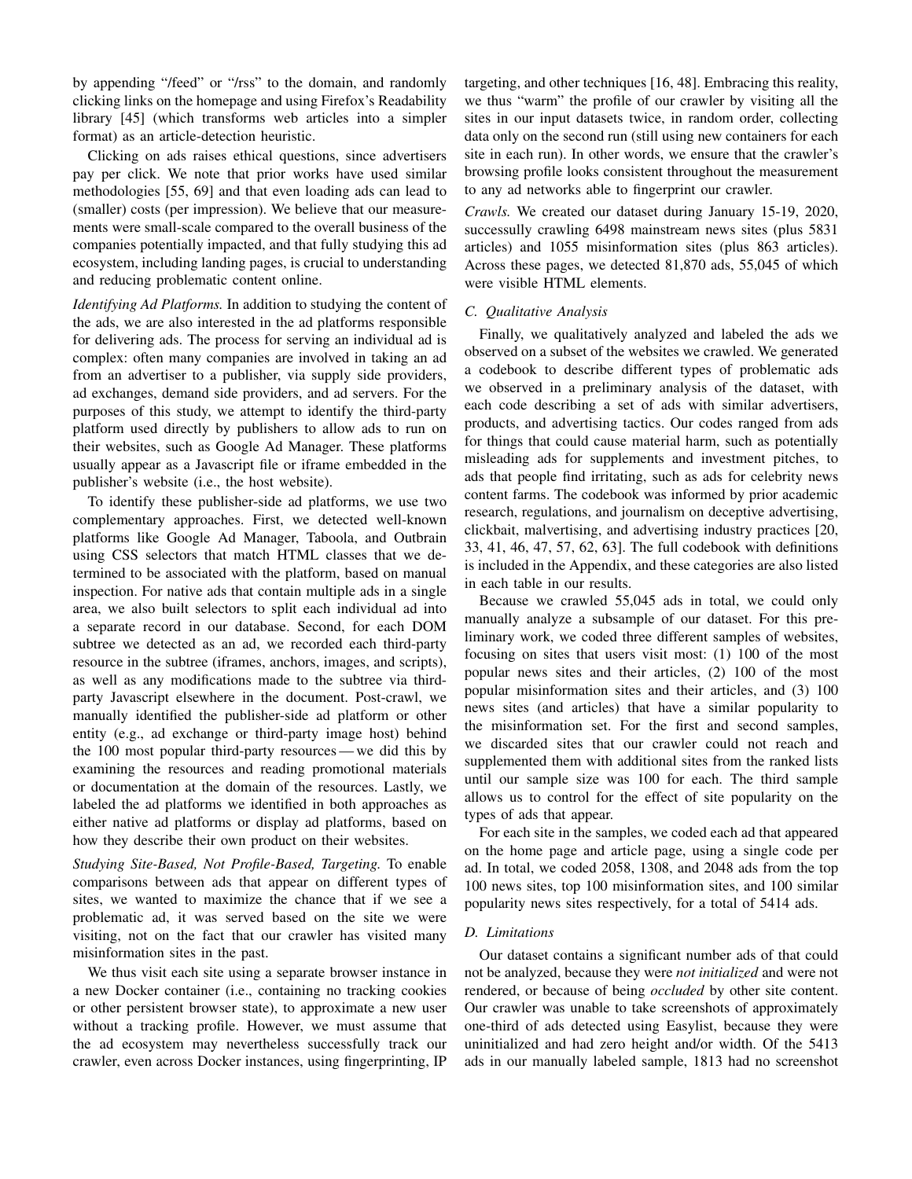by appending "/feed" or "/rss" to the domain, and randomly clicking links on the homepage and using Firefox's Readability library [45] (which transforms web articles into a simpler format) as an article-detection heuristic.

Clicking on ads raises ethical questions, since advertisers pay per click. We note that prior works have used similar methodologies [55, 69] and that even loading ads can lead to (smaller) costs (per impression). We believe that our measurements were small-scale compared to the overall business of the companies potentially impacted, and that fully studying this ad ecosystem, including landing pages, is crucial to understanding and reducing problematic content online.

*Identifying Ad Platforms.* In addition to studying the content of the ads, we are also interested in the ad platforms responsible for delivering ads. The process for serving an individual ad is complex: often many companies are involved in taking an ad from an advertiser to a publisher, via supply side providers, ad exchanges, demand side providers, and ad servers. For the purposes of this study, we attempt to identify the third-party platform used directly by publishers to allow ads to run on their websites, such as Google Ad Manager. These platforms usually appear as a Javascript file or iframe embedded in the publisher's website (i.e., the host website).

To identify these publisher-side ad platforms, we use two complementary approaches. First, we detected well-known platforms like Google Ad Manager, Taboola, and Outbrain using CSS selectors that match HTML classes that we determined to be associated with the platform, based on manual inspection. For native ads that contain multiple ads in a single area, we also built selectors to split each individual ad into a separate record in our database. Second, for each DOM subtree we detected as an ad, we recorded each third-party resource in the subtree (iframes, anchors, images, and scripts), as well as any modifications made to the subtree via third-party Javascript elsewhere in the document. Post-crawl, we manually identified the publisher-side ad platform or other entity (e.g., ad exchange or third-party image host) behind the 100 most popular third-party resources — we did this by examining the resources and reading promotional materials or documentation at the domain of the resources. Lastly, we labeled the ad platforms we identified in both approaches as either native ad platforms or display ad platforms, based on how they describe their own product on their websites.

*Studying Site-Based, Not Profile-Based, Targeting.* To enable comparisons between ads that appear on different types of sites, we wanted to maximize the chance that if we see a problematic ad, it was served based on the site we were visiting, not on the fact that our crawler has visited many misinformation sites in the past.

We thus visit each site using a separate browser instance in a new Docker container (i.e., containing no tracking cookies or other persistent browser state), to approximate a new user without a tracking profile. However, we must assume that the ad ecosystem may nevertheless successfully track our crawler, even across Docker instances, using fingerprinting, IP targeting, and other techniques [16, 48]. Embracing this reality, we thus "warm" the profile of our crawler by visiting all the sites in our input datasets twice, in random order, collecting data only on the second run (still using new containers for each site in each run). In other words, we ensure that the crawler's browsing profile looks consistent throughout the measurement to any ad networks able to fingerprint our crawler.

*Crawls.* We created our dataset during January 15-19, 2020, successully crawling 6498 mainstream news sites (plus 5831 articles) and 1055 misinformation sites (plus 863 articles). Across these pages, we detected 81,870 ads, 55,045 of which were visible HTML elements.

### C. Qualitative Analysis

Finally, we qualitatively analyzed and labeled the ads we observed on a subset of the websites we crawled. We generated a codebook to describe different types of problematic ads we observed in a preliminary analysis of the dataset, with each code describing a set of ads with similar advertisers, products, and advertising tactics. Our codes ranged from ads for things that could cause material harm, such as potentially misleading ads for supplements and investment pitches, to ads that people find irritating, such as ads for celebrity news content farms. The codebook was informed by prior academic research, regulations, and journalism on deceptive advertising, clickbait, malvertising, and advertising industry practices [20, 33, 41, 46, 47, 57, 62, 63]. The full codebook with definitions is included in the Appendix, and these categories are also listed in each table in our results.

Because we crawled 55,045 ads in total, we could only manually analyze a subsample of our dataset. For this preliminary work, we coded three different samples of websites, focusing on sites that users visit most: (1) 100 of the most popular news sites and their articles, (2) 100 of the most popular misinformation sites and their articles, and (3) 100 news sites (and articles) that have a similar popularity to the misinformation set. For the first and second samples, we discarded sites that our crawler could not reach and supplemented them with additional sites from the ranked lists until our sample size was 100 for each. The third sample allows us to control for the effect of site popularity on the types of ads that appear.

For each site in the samples, we coded each ad that appeared on the home page and article page, using a single code per ad. In total, we coded 2058, 1308, and 2048 ads from the top 100 news sites, top 100 misinformation sites, and 100 similar popularity news sites respectively, for a total of 5414 ads.

### D. Limitations

Our dataset contains a significant number ads of that could not be analyzed, because they were *not initialized* and were not rendered, or because of being *occluded* by other site content. Our crawler was unable to take screenshots of approximately one-third of ads detected using Easylist, because they were uninitialized and had zero height and/or width. Of the 5413 ads in our manually labeled sample, 1813 had no screenshot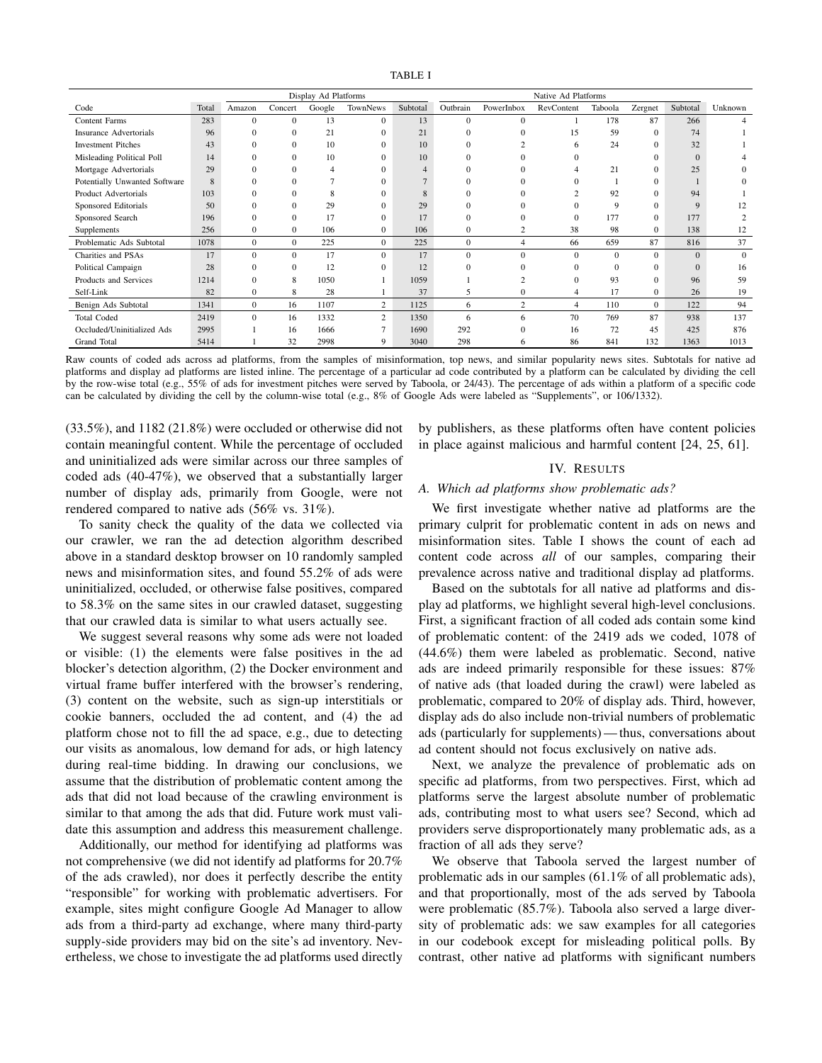TABLE I

| | | Display Ad Platforms | | | | | Native Ad Platforms | | | | | | |
|---|---|---|---|---|---|---|---|---|---|---|---|---|---|
| Code | Total | Amazon | Concert | Google | TownNews | Subtotal | Outbrain | PowerInbox | RevContent | Taboola | Zergnet | Subtotal | Unknown |
| Content Farms | 283 | 0 | 0 | 13 | 0 | 13 | 0 | 0 | 1 | 178 | 87 | 266 | 4 |
| Insurance Advertorials | 96 | 0 | 0 | 21 | 0 | 21 | 0 | 0 | 15 | 59 | 0 | 74 | 1 |
| Investment Pitches | 43 | 0 | 0 | 10 | 0 | 10 | 0 | 2 | 6 | 24 | 0 | 32 | 1 |
| Misleading Political Poll | 14 | 0 | 0 | 10 | 0 | 10 | 0 | 0 | 0 | | 0 | 0 | 4 |
| Mortgage Advertorials | 29 | 0 | 0 | 4 | 0 | 4 | 0 | 0 | 4 | 21 | 0 | 25 | 0 |
| Potentially Unwanted Software | 8 | 0 | 0 | 7 | 0 | 7 | 0 | 0 | 0 | 1 | 0 | 1 | 0 |
| Product Advertorials | 103 | 0 | 0 | 8 | 0 | 8 | 0 | 0 | 2 | 92 | 0 | 94 | 1 |
| Sponsored Editorials | 50 | 0 | 0 | 29 | 0 | 29 | 0 | 0 | 0 | 9 | 0 | 9 | 12 |
| Sponsored Search | 196 | 0 | 0 | 17 | 0 | 17 | 0 | 0 | 0 | 177 | 0 | 177 | 2 |
| Supplements | 256 | 0 | 0 | 106 | 0 | 106 | 0 | 2 | 38 | 98 | 0 | 138 | 12 |
| Problematic Ads Subtotal | 1078 | 0 | 0 | 225 | 0 | 225 | 0 | 4 | 66 | 659 | 87 | 816 | 37 |
| Charities and PSAs | 17 | 0 | 0 | 17 | 0 | 17 | 0 | 0 | 0 | 0 | 0 | 0 | 0 |
| Political Campaign | 28 | 0 | 0 | 12 | 0 | 12 | 0 | 0 | 0 | 0 | 0 | 0 | 16 |
| Products and Services | 1214 | 0 | 8 | 1050 | 1 | 1059 | 1 | 2 | 0 | 93 | 0 | 96 | 59 |
| Self-Link | 82 | 0 | 8 | 28 | 1 | 37 | 5 | 0 | 4 | 17 | 0 | 26 | 19 |
| Benign Ads Subtotal | 1341 | 0 | 16 | 1107 | 2 | 1125 | 6 | 2 | 4 | 110 | 0 | 122 | 94 |
| Total Coded | 2419 | 0 | 16 | 1332 | 2 | 1350 | 6 | 6 | 70 | 769 | 87 | 938 | 137 |
| Occluded/Uninitialized Ads | 2995 | 1 | 16 | 1666 | 7 | 1690 | 292 | 0 | 16 | 72 | 45 | 425 | 876 |
| Grand Total | 5414 | 1 | 32 | 2998 | 9 | 3040 | 298 | 6 | 86 | 841 | 132 | 1363 | 1013 |

Raw counts of coded ads across ad platforms, from the samples of misinformation, top news, and similar popularity news sites. Subtotals for native ad platforms and display ad platforms are listed inline. The percentage of a particular ad code contributed by a platform can be calculated by dividing the cell by the row-wise total (e.g., 55% of ads for investment pitches were served by Taboola, or 24/43). The percentage of ads within a platform of a specific code can be calculated by dividing the cell by the column-wise total (e.g., 8% of Google Ads were labeled as "Supplements", or 106/1332).

(33.5%), and 1182 (21.8%) were occluded or otherwise did not contain meaningful content. While the percentage of occluded and uninitialized ads were similar across our three samples of coded ads (40-47%), we observed that a substantially larger number of display ads, primarily from Google, were not rendered compared to native ads (56% vs. 31%).

To sanity check the quality of the data we collected via our crawler, we ran the ad detection algorithm described above in a standard desktop browser on 10 randomly sampled news and misinformation sites, and found 55.2% of ads were uninitialized, occluded, or otherwise false positives, compared to 58.3% on the same sites in our crawled dataset, suggesting that our crawled data is similar to what users actually see.

We suggest several reasons why some ads were not loaded or visible: (1) the elements were false positives in the ad blocker's detection algorithm, (2) the Docker environment and virtual frame buffer interfered with the browser's rendering, (3) content on the website, such as sign-up interstitials or cookie banners, occluded the ad content, and (4) the ad platform chose not to fill the ad space, e.g., due to detecting our visits as anomalous, low demand for ads, or high latency during real-time bidding. In drawing our conclusions, we assume that the distribution of problematic content among the ads that did not load because of the crawling environment is similar to that among the ads that did. Future work must validate this assumption and address this measurement challenge.

Additionally, our method for identifying ad platforms was not comprehensive (we did not identify ad platforms for 20.7% of the ads crawled), nor does it perfectly describe the entity "responsible" for working with problematic advertisers. For example, sites might configure Google Ad Manager to allow ads from a third-party ad exchange, where many third-party supply-side providers may bid on the site's ad inventory. Nevertheless, we chose to investigate the ad platforms used directly by publishers, as these platforms often have content policies in place against malicious and harmful content [24, 25, 61].

## IV. Results

### A. Which ad platforms show problematic ads?

We first investigate whether native ad platforms are the primary culprit for problematic content in ads on news and misinformation sites. Table I shows the count of each ad content code across *all* of our samples, comparing their prevalence across native and traditional display ad platforms.

Based on the subtotals for all native ad platforms and display ad platforms, we highlight several high-level conclusions. First, a significant fraction of all coded ads contain some kind of problematic content: of the 2419 ads we coded, 1078 of (44.6%) them were labeled as problematic. Second, native ads are indeed primarily responsible for these issues: 87% of native ads (that loaded during the crawl) were labeled as problematic, compared to 20% of display ads. Third, however, display ads do also include non-trivial numbers of problematic ads (particularly for supplements) — thus, conversations about ad content should not focus exclusively on native ads.

Next, we analyze the prevalence of problematic ads on specific ad platforms, from two perspectives. First, which ad platforms serve the largest absolute number of problematic ads, contributing most to what users see? Second, which ad providers serve disproportionately many problematic ads, as a fraction of all ads they serve?

We observe that Taboola served the largest number of problematic ads in our samples (61.1% of all problematic ads), and that proportionally, most of the ads served by Taboola were problematic (85.7%). Taboola also served a large diversity of problematic ads: we saw examples for all categories in our codebook except for misleading political polls. By contrast, other native ad platforms with significant numbers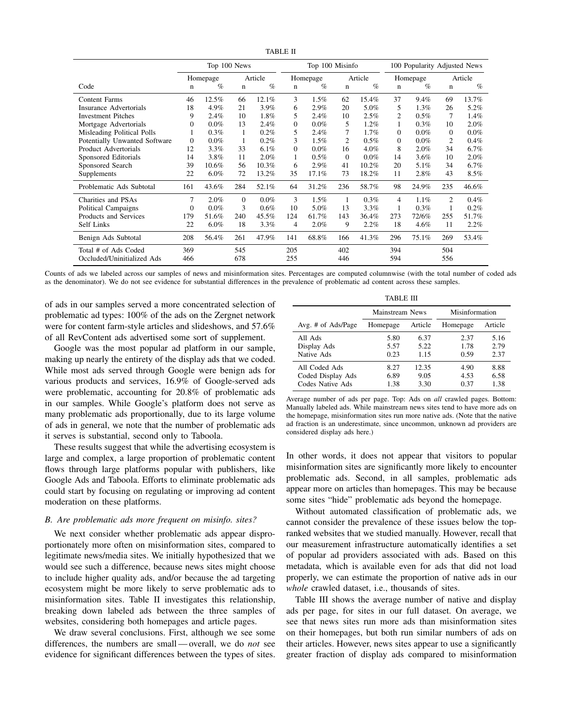TABLE II

| Code | Top 100 News | | | | Top 100 Misinfo | | | | 100 Popularity Adjusted News | | | |
|---|---|---|---|---|---|---|---|---|---|---|---|---|
| | Homepage | | Article | | Homepage | | Article | | Homepage | | Article | |
| | n | % | n | % | n | % | n | % | n | % | n | % |
| Content Farms | 46 | 12.5% | 66 | 12.1% | 3 | 1.5% | 62 | 15.4% | 37 | 9.4% | 69 | 13.7% |
| Insurance Advertorials | 18 | 4.9% | 21 | 3.9% | 6 | 2.9% | 20 | 5.0% | 5 | 1.3% | 26 | 5.2% |
| Investment Pitches | 9 | 2.4% | 10 | 1.8% | 5 | 2.4% | 10 | 2.5% | 2 | 0.5% | 7 | 1.4% |
| Mortgage Advertorials | 0 | 0.0% | 13 | 2.4% | 0 | 0.0% | 5 | 1.2% | 1 | 0.3% | 10 | 2.0% |
| Misleading Political Polls | 1 | 0.3% | 1 | 0.2% | 5 | 2.4% | 7 | 1.7% | 0 | 0.0% | 0 | 0.0% |
| Potentially Unwanted Software | 0 | 0.0% | 1 | 0.2% | 3 | 1.5% | 2 | 0.5% | 0 | 0.0% | 2 | 0.4% |
| Product Advertorials | 12 | 3.3% | 33 | 6.1% | 0 | 0.0% | 16 | 4.0% | 8 | 2.0% | 34 | 6.7% |
| Sponsored Editorials | 14 | 3.8% | 11 | 2.0% | 1 | 0.5% | 0 | 0.0% | 14 | 3.6% | 10 | 2.0% |
| Sponsored Search | 39 | 10.6% | 56 | 10.3% | 6 | 2.9% | 41 | 10.2% | 20 | 5.1% | 34 | 6.7% |
| Supplements | 22 | 6.0% | 72 | 13.2% | 35 | 17.1% | 73 | 18.2% | 11 | 2.8% | 43 | 8.5% |
| Problematic Ads Subtotal | 161 | 43.6% | 284 | 52.1% | 64 | 31.2% | 236 | 58.7% | 98 | 24.9% | 235 | 46.6% |
| Charities and PSAs | 7 | 2.0% | 0 | 0.0% | 3 | 1.5% | 1 | 0.3% | 4 | 1.1% | 2 | 0.4% |
| Political Campaigns | 0 | 0.0% | 3 | 0.6% | 10 | 5.0% | 13 | 3.3% | 1 | 0.3% | 1 | 0.2% |
| Products and Services | 179 | 51.6% | 240 | 45.5% | 124 | 61.7% | 143 | 36.4% | 273 | 72/6% | 255 | 51.7% |
| Self Links | 22 | 6.0% | 18 | 3.3% | 4 | 2.0% | 9 | 2.2% | 18 | 4.6% | 11 | 2.2% |
| Benign Ads Subtotal | 208 | 56.4% | 261 | 47.9% | 141 | 68.8% | 166 | 41.3% | 296 | 75.1% | 269 | 53.4% |
| Total # of Ads Coded | 369 | | 545 | | 205 | | 402 | | 394 | | 504 | |
| Occluded/Uninitialized Ads | 466 | | 678 | | 255 | | 446 | | 594 | | 556 | |

Counts of ads we labeled across our samples of news and misinformation sites. Percentages are computed columnwise (with the total number of coded ads as the denominator). We do not see evidence for substantial differences in the prevalence of problematic ad content across these samples.

of ads in our samples served a more concentrated selection of problematic ad types: 100% of the ads on the Zergnet network were for content farm-style articles and slideshows, and 57.6% of all RevContent ads advertised some sort of supplement.

Google was the most popular ad platform in our sample, making up nearly the entirety of the display ads that we coded. While most ads served through Google were benign ads for various products and services, 16.9% of Google-served ads were problematic, accounting for 20.8% of problematic ads in our samples. While Google's platform does not serve as many problematic ads proportionally, due to its large volume of ads in general, we note that the number of problematic ads it serves is substantial, second only to Taboola.

These results suggest that while the advertising ecosystem is large and complex, a large proportion of problematic content flows through large platforms popular with publishers, like Google Ads and Taboola. Efforts to eliminate problematic ads could start by focusing on regulating or improving ad content moderation on these platforms.

### B. Are problematic ads more frequent on misinfo. sites?

We next consider whether problematic ads appear disproportionately more often on misinformation sites, compared to legitimate news/media sites. We initially hypothesized that we would see such a difference, because news sites might choose to include higher quality ads, and/or because the ad targeting ecosystem might be more likely to serve problematic ads to misinformation sites. Table II investigates this relationship, breaking down labeled ads between the three samples of websites, considering both homepages and article pages.

We draw several conclusions. First, although we see some differences, the numbers are small — overall, we do *not* see evidence for significant differences between the types of sites. In other words, it does not appear that visitors to popular misinformation sites are significantly more likely to encounter problematic ads. Second, in all samples, problematic ads appear more on articles than homepages. This may be because some sites "hide" problematic ads beyond the homepage.

TABLE III

| Avg. # of Ads/Page | Mainstream News | | Misinformation | |
|---|---|---|---|---|
| | Homepage | Article | Homepage | Article |
| All Ads | 5.80 | 6.37 | 2.37 | 5.16 |
| Display Ads | 5.57 | 5.22 | 1.78 | 2.79 |
| Native Ads | 0.23 | 1.15 | 0.59 | 2.37 |
| All Coded Ads | 8.27 | 12.35 | 4.90 | 8.88 |
| Coded Display Ads | 6.89 | 9.05 | 4.53 | 6.58 |
| Codes Native Ads | 1.38 | 3.30 | 0.37 | 1.38 |

Average number of ads per page. Top: Ads on *all* crawled pages. Bottom: Manually labeled ads. While mainstream news sites tend to have more ads on the homepage, misinformation sites run more native ads. (Note that the native ad fraction is an underestimate, since uncommon, unknown ad providers are considered display ads here.)

Without automated classification of problematic ads, we cannot consider the prevalence of these issues below the top-ranked websites that we studied manually. However, recall that our measurement infrastructure automatically identifies a set of popular ad providers associated with ads. Based on this metadata, which is available even for ads that did not load properly, we can estimate the proportion of native ads in our *whole* crawled dataset, i.e., thousands of sites.

Table III shows the average number of native and display ads per page, for sites in our full dataset. On average, we see that news sites run more ads than misinformation sites on their homepages, but both run similar numbers of ads on their articles. However, news sites appear to use a significantly greater fraction of display ads compared to misinformation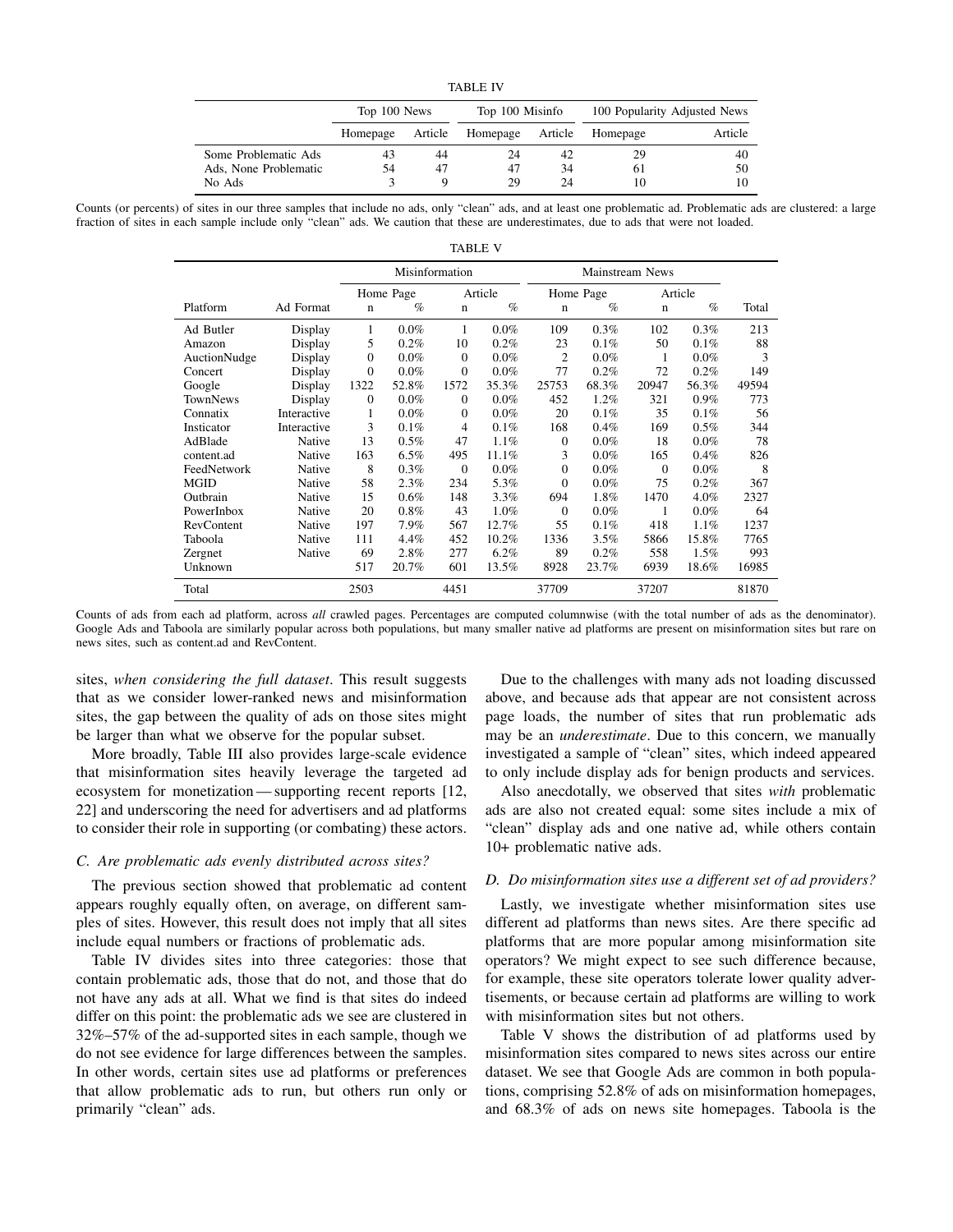TABLE IV

| | Top 100 News | | Top 100 Misinfo | | 100 Popularity Adjusted News | |
|---|---|---|---|---|---|---|
| | Homepage | Article | Homepage | Article | Homepage | Article |
| Some Problematic Ads | 43 | 44 | 24 | 42 | 29 | 40 |
| Ads, None Problematic | 54 | 47 | 47 | 34 | 61 | 50 |
| No Ads | 3 | 9 | 29 | 24 | 10 | 10 |

Counts (or percents) of sites in our three samples that include no ads, only "clean" ads, and at least one problematic ad. Problematic ads are clustered: a large fraction of sites in each sample include only "clean" ads. We caution that these are underestimates, due to ads that were not loaded.

TABLE V

| | | Misinformation | | | | Mainstream News | | | | |
|---|---|---|---|---|---|---|---|---|---|---|
| | | Home Page | | Article | | Home Page | | Article | | |
| Platform | Ad Format | n | % | n | % | n | % | n | % | Total |
| Ad Butler | Display | 1 | 0.0% | 1 | 0.0% | 109 | 0.3% | 102 | 0.3% | 213 |
| Amazon | Display | 5 | 0.2% | 10 | 0.2% | 23 | 0.1% | 50 | 0.1% | 88 |
| AuctionNudge | Display | 0 | 0.0% | 0 | 0.0% | 2 | 0.0% | 1 | 0.0% | 3 |
| Concert | Display | 0 | 0.0% | 0 | 0.0% | 77 | 0.2% | 72 | 0.2% | 149 |
| Google | Display | 1322 | 52.8% | 1572 | 35.3% | 25753 | 68.3% | 20947 | 56.3% | 49594 |
| TownNews | Display | 0 | 0.0% | 0 | 0.0% | 452 | 1.2% | 321 | 0.9% | 773 |
| Connatix | Interactive | 1 | 0.0% | 0 | 0.0% | 20 | 0.1% | 35 | 0.1% | 56 |
| Insticator | Interactive | 3 | 0.1% | 4 | 0.1% | 168 | 0.4% | 169 | 0.5% | 344 |
| AdBlade | Native | 13 | 0.5% | 47 | 1.1% | 0 | 0.0% | 18 | 0.0% | 78 |
| content.ad | Native | 163 | 6.5% | 495 | 11.1% | 3 | 0.0% | 165 | 0.4% | 826 |
| FeedNetwork | Native | 8 | 0.3% | 0 | 0.0% | 0 | 0.0% | 0 | 0.0% | 8 |
| MGID | Native | 58 | 2.3% | 234 | 5.3% | 0 | 0.0% | 75 | 0.2% | 367 |
| Outbrain | Native | 15 | 0.6% | 148 | 3.3% | 694 | 1.8% | 1470 | 4.0% | 2327 |
| PowerInbox | Native | 20 | 0.8% | 43 | 1.0% | 0 | 0.0% | 1 | 0.0% | 64 |
| RevContent | Native | 197 | 7.9% | 567 | 12.7% | 55 | 0.1% | 418 | 1.1% | 1237 |
| Taboola | Native | 111 | 4.4% | 452 | 10.2% | 1336 | 3.5% | 5866 | 15.8% | 7765 |
| Zergnet | Native | 69 | 2.8% | 277 | 6.2% | 89 | 0.2% | 558 | 1.5% | 993 |
| Unknown | | 517 | 20.7% | 601 | 13.5% | 8928 | 23.7% | 6939 | 18.6% | 16985 |
| Total | | 2503 | | 4451 | | 37709 | | 37207 | | 81870 |

Counts of ads from each ad platform, across *all* crawled pages. Percentages are computed columnwise (with the total number of ads as the denominator). Google Ads and Taboola are similarly popular across both populations, but many smaller native ad platforms are present on misinformation sites but rare on news sites, such as content.ad and RevContent.

sites, *when considering the full dataset*. This result suggests that as we consider lower-ranked news and misinformation sites, the gap between the quality of ads on those sites might be larger than what we observe for the popular subset.

More broadly, Table III also provides large-scale evidence that misinformation sites heavily leverage the targeted ad ecosystem for monetization — supporting recent reports [12, 22] and underscoring the need for advertisers and ad platforms to consider their role in supporting (or combating) these actors.

### C. Are problematic ads evenly distributed across sites?

The previous section showed that problematic ad content appears roughly equally often, on average, on different samples of sites. However, this result does not imply that all sites include equal numbers or fractions of problematic ads.

Table IV divides sites into three categories: those that contain problematic ads, those that do not, and those that do not have any ads at all. What we find is that sites do indeed differ on this point: the problematic ads we see are clustered in 32%–57% of the ad-supported sites in each sample, though we do not see evidence for large differences between the samples. In other words, certain sites use ad platforms or preferences that allow problematic ads to run, but others run only or primarily "clean" ads.

Due to the challenges with many ads not loading discussed above, and because ads that appear are not consistent across page loads, the number of sites that run problematic ads may be an *underestimate*. Due to this concern, we manually investigated a sample of "clean" sites, which indeed appeared to only include display ads for benign products and services.

Also anecdotally, we observed that sites *with* problematic ads are also not created equal: some sites include a mix of "clean" display ads and one native ad, while others contain 10+ problematic native ads.

### D. Do misinformation sites use a different set of ad providers?

Lastly, we investigate whether misinformation sites use different ad platforms than news sites. Are there specific ad platforms that are more popular among misinformation site operators? We might expect to see such difference because, for example, these site operators tolerate lower quality advertisements, or because certain ad platforms are willing to work with misinformation sites but not others.

Table V shows the distribution of ad platforms used by misinformation sites compared to news sites across our entire dataset. We see that Google Ads are common in both populations, comprising 52.8% of ads on misinformation homepages, and 68.3% of ads on news site homepages. Taboola is the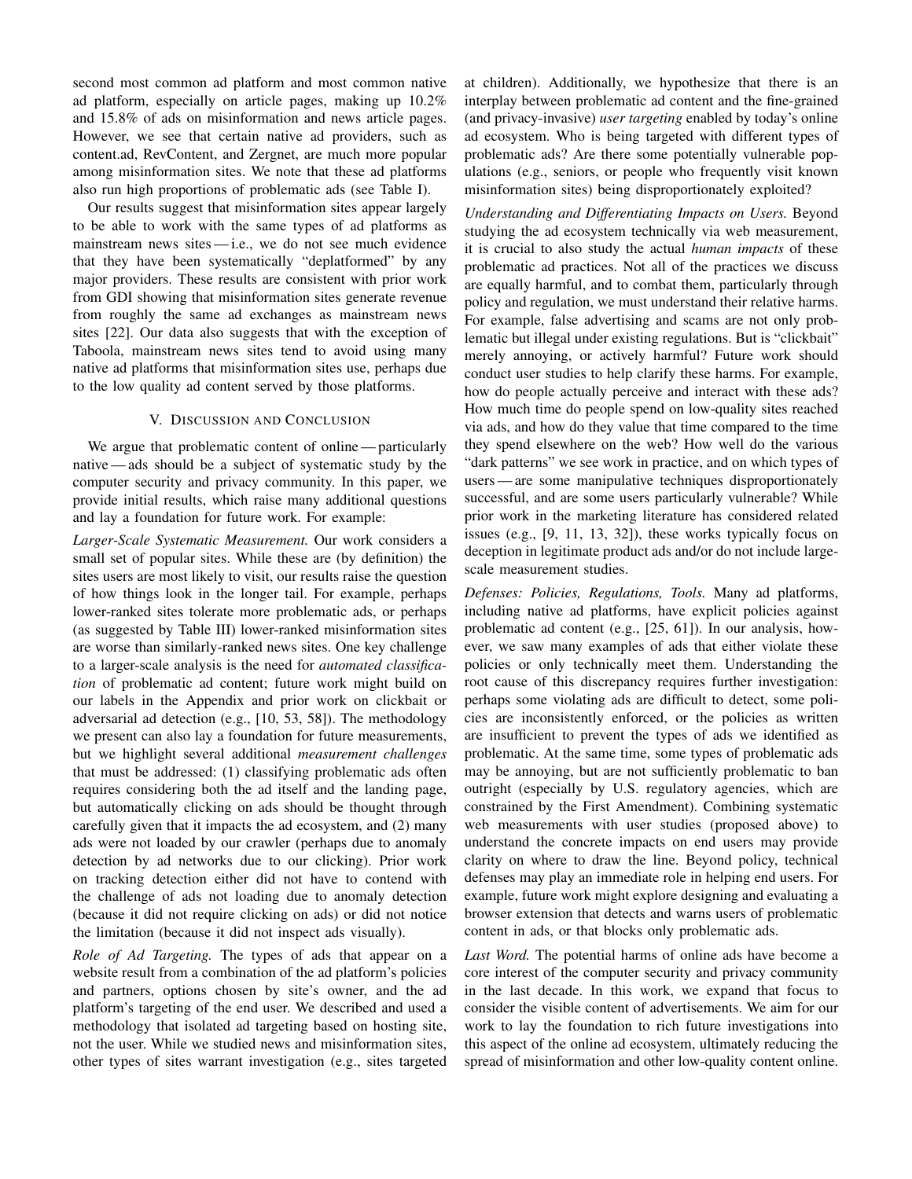second most common ad platform and most common native ad platform, especially on article pages, making up 10.2% and 15.8% of ads on misinformation and news article pages. However, we see that certain native ad providers, such as content.ad, RevContent, and Zergnet, are much more popular among misinformation sites. We note that these ad platforms also run high proportions of problematic ads (see Table I).

Our results suggest that misinformation sites appear largely to be able to work with the same types of ad platforms as mainstream news sites — i.e., we do not see much evidence that they have been systematically "deplatformed" by any major providers. These results are consistent with prior work from GDI showing that misinformation sites generate revenue from roughly the same ad exchanges as mainstream news sites [22]. Our data also suggests that with the exception of Taboola, mainstream news sites tend to avoid using many native ad platforms that misinformation sites use, perhaps due to the low quality ad content served by those platforms.

## V. Discussion and Conclusion

We argue that problematic content of online — particularly native — ads should be a subject of systematic study by the computer security and privacy community. In this paper, we provide initial results, which raise many additional questions and lay a foundation for future work. For example:

*Larger-Scale Systematic Measurement.* Our work considers a small set of popular sites. While these are (by definition) the sites users are most likely to visit, our results raise the question of how things look in the longer tail. For example, perhaps lower-ranked sites tolerate more problematic ads, or perhaps (as suggested by Table III) lower-ranked misinformation sites are worse than similarly-ranked news sites. One key challenge to a larger-scale analysis is the need for *automated classification* of problematic ad content; future work might build on our labels in the Appendix and prior work on clickbait or adversarial ad detection (e.g., [10, 53, 58]). The methodology we present can also lay a foundation for future measurements, but we highlight several additional *measurement challenges* that must be addressed: (1) classifying problematic ads often requires considering both the ad itself and the landing page, but automatically clicking on ads should be thought through carefully given that it impacts the ad ecosystem, and (2) many ads were not loaded by our crawler (perhaps due to anomaly detection by ad networks due to our clicking). Prior work on tracking detection either did not have to contend with the challenge of ads not loading due to anomaly detection (because it did not require clicking on ads) or did not notice the limitation (because it did not inspect ads visually).

*Role of Ad Targeting.* The types of ads that appear on a website result from a combination of the ad platform's policies and partners, options chosen by site's owner, and the ad platform's targeting of the end user. We described and used a methodology that isolated ad targeting based on hosting site, not the user. While we studied news and misinformation sites, other types of sites warrant investigation (e.g., sites targeted at children). Additionally, we hypothesize that there is an interplay between problematic ad content and the fine-grained (and privacy-invasive) *user targeting* enabled by today's online ad ecosystem. Who is being targeted with different types of problematic ads? Are there some potentially vulnerable populations (e.g., seniors, or people who frequently visit known misinformation sites) being disproportionately exploited?

*Understanding and Differentiating Impacts on Users.* Beyond studying the ad ecosystem technically via web measurement, it is crucial to also study the actual *human impacts* of these problematic ad practices. Not all of the practices we discuss are equally harmful, and to combat them, particularly through policy and regulation, we must understand their relative harms. For example, false advertising and scams are not only problematic but illegal under existing regulations. But is "clickbait" merely annoying, or actively harmful? Future work should conduct user studies to help clarify these harms. For example, how do people actually perceive and interact with these ads? How much time do people spend on low-quality sites reached via ads, and how do they value that time compared to the time they spend elsewhere on the web? How well do the various "dark patterns" we see work in practice, and on which types of users — are some manipulative techniques disproportionately successful, and are some users particularly vulnerable? While prior work in the marketing literature has considered related issues (e.g., [9, 11, 13, 32]), these works typically focus on deception in legitimate product ads and/or do not include large-scale measurement studies.

*Defenses: Policies, Regulations, Tools.* Many ad platforms, including native ad platforms, have explicit policies against problematic ad content (e.g., [25, 61]). In our analysis, however, we saw many examples of ads that either violate these policies or only technically meet them. Understanding the root cause of this discrepancy requires further investigation: perhaps some violating ads are difficult to detect, some policies are inconsistently enforced, or the policies as written are insufficient to prevent the types of ads we identified as problematic. At the same time, some types of problematic ads may be annoying, but are not sufficiently problematic to ban outright (especially by U.S. regulatory agencies, which are constrained by the First Amendment). Combining systematic web measurements with user studies (proposed above) to understand the concrete impacts on end users may provide clarity on where to draw the line. Beyond policy, technical defenses may play an immediate role in helping end users. For example, future work might explore designing and evaluating a browser extension that detects and warns users of problematic content in ads, or that blocks only problematic ads.

*Last Word.* The potential harms of online ads have become a core interest of the computer security and privacy community in the last decade. In this work, we expand that focus to consider the visible content of advertisements. We aim for our work to lay the foundation to rich future investigations into this aspect of the online ad ecosystem, ultimately reducing the spread of misinformation and other low-quality content online.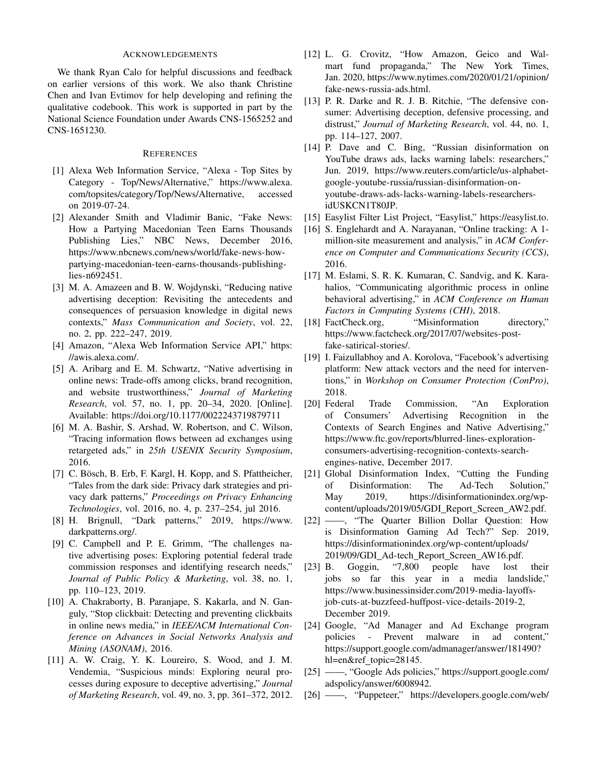## Acknowledgements

We thank Ryan Calo for helpful discussions and feedback on earlier versions of this work. We also thank Christine Chen and Ivan Evtimov for help developing and refining the qualitative codebook. This work is supported in part by the National Science Foundation under Awards CNS-1565252 and CNS-1651230.

## References

[1] Alexa Web Information Service, "Alexa - Top Sites by Category - Top/News/Alternative," https://www.alexa.com/topsites/category/Top/News/Alternative, accessed on 2019-07-24.

[2] Alexander Smith and Vladimir Banic, "Fake News: How a Partying Macedonian Teen Earns Thousands Publishing Lies," NBC News, December 2016, https://www.nbcnews.com/news/world/fake-news-how-partying-macedonian-teen-earns-thousands-publishing-lies-n692451.

[3] M. A. Amazeen and B. W. Wojdynski, "Reducing native advertising deception: Revisiting the antecedents and consequences of persuasion knowledge in digital news contexts," *Mass Communication and Society*, vol. 22, no. 2, pp. 222–247, 2019.

[4] Amazon, "Alexa Web Information Service API," https://awis.alexa.com/.

[5] A. Aribarg and E. M. Schwartz, "Native advertising in online news: Trade-offs among clicks, brand recognition, and website trustworthiness," *Journal of Marketing Research*, vol. 57, no. 1, pp. 20–34, 2020. [Online]. Available: https://doi.org/10.1177/0022243719879711

[6] M. A. Bashir, S. Arshad, W. Robertson, and C. Wilson, "Tracing information flows between ad exchanges using retargeted ads," in *25th USENIX Security Symposium*, 2016.

[7] C. Bösch, B. Erb, F. Kargl, H. Kopp, and S. Pfattheicher, "Tales from the dark side: Privacy dark strategies and privacy dark patterns," *Proceedings on Privacy Enhancing Technologies*, vol. 2016, no. 4, p. 237–254, jul 2016.

[8] H. Brignull, "Dark patterns," 2019, https://www.darkpatterns.org/.

[9] C. Campbell and P. E. Grimm, "The challenges native advertising poses: Exploring potential federal trade commission responses and identifying research needs," *Journal of Public Policy & Marketing*, vol. 38, no. 1, pp. 110–123, 2019.

[10] A. Chakraborty, B. Paranjape, S. Kakarla, and N. Ganguly, "Stop clickbait: Detecting and preventing clickbaits in online news media," in *IEEE/ACM International Conference on Advances in Social Networks Analysis and Mining (ASONAM)*, 2016.

[11] A. W. Craig, Y. K. Loureiro, S. Wood, and J. M. Vendemia, "Suspicious minds: Exploring neural processes during exposure to deceptive advertising," *Journal of Marketing Research*, vol. 49, no. 3, pp. 361–372, 2012.

[12] L. G. Crovitz, "How Amazon, Geico and Walmart fund propaganda," The New York Times, Jan. 2020, https://www.nytimes.com/2020/01/21/opinion/fake-news-russia-ads.html.

[13] P. R. Darke and R. J. B. Ritchie, "The defensive consumer: Advertising deception, defensive processing, and distrust," *Journal of Marketing Research*, vol. 44, no. 1, pp. 114–127, 2007.

[14] P. Dave and C. Bing, "Russian disinformation on YouTube draws ads, lacks warning labels: researchers," Jun. 2019, https://www.reuters.com/article/us-alphabet-google-youtube-russia/russian-disinformation-on-youtube-draws-ads-lacks-warning-labels-researchers-idUSKCN1T80JP.

[15] Easylist Filter List Project, "Easylist," https://easylist.to.

[16] S. Englehardt and A. Narayanan, "Online tracking: A 1-million-site measurement and analysis," in *ACM Conference on Computer and Communications Security (CCS)*, 2016.

[17] M. Eslami, S. R. K. Kumaran, C. Sandvig, and K. Karahalios, "Communicating algorithmic process in online behavioral advertising," in *ACM Conference on Human Factors in Computing Systems (CHI)*, 2018.

[18] FactCheck.org, "Misinformation directory," https://www.factcheck.org/2017/07/websites-post-fake-satirical-stories/.

[19] I. Faizullabhoy and A. Korolova, "Facebook's advertising platform: New attack vectors and the need for interventions," in *Workshop on Consumer Protection (ConPro)*, 2018.

[20] Federal Trade Commission, "An Exploration of Consumers' Advertising Recognition in the Contexts of Search Engines and Native Advertising," https://www.ftc.gov/reports/blurred-lines-exploration-consumers-advertising-recognition-contexts-search-engines-native, December 2017.

[21] Global Disinformation Index, "Cutting the Funding of Disinformation: The Ad-Tech Solution," May 2019, https://disinformationindex.org/wp-content/uploads/2019/05/GDI_Report_Screen_AW2.pdf.

[22] ——, "The Quarter Billion Dollar Question: How is Disinformation Gaming Ad Tech?" Sep. 2019, https://disinformationindex.org/wp-content/uploads/2019/09/GDI_Ad-tech_Report_Screen_AW16.pdf.

[23] B. Goggin, "7,800 people have lost their jobs so far this year in a media landslide," https://www.businessinsider.com/2019-media-layoffs-job-cuts-at-buzzfeed-huffpost-vice-details-2019-2, December 2019.

[24] Google, "Ad Manager and Ad Exchange program policies - Prevent malware in ad content," https://support.google.com/admanager/answer/181490?hl=en&ref_topic=28145.

[25] ——, "Google Ads policies," https://support.google.com/adspolicy/answer/6008942.

[26] ——, "Puppeteer," https://developers.google.com/web/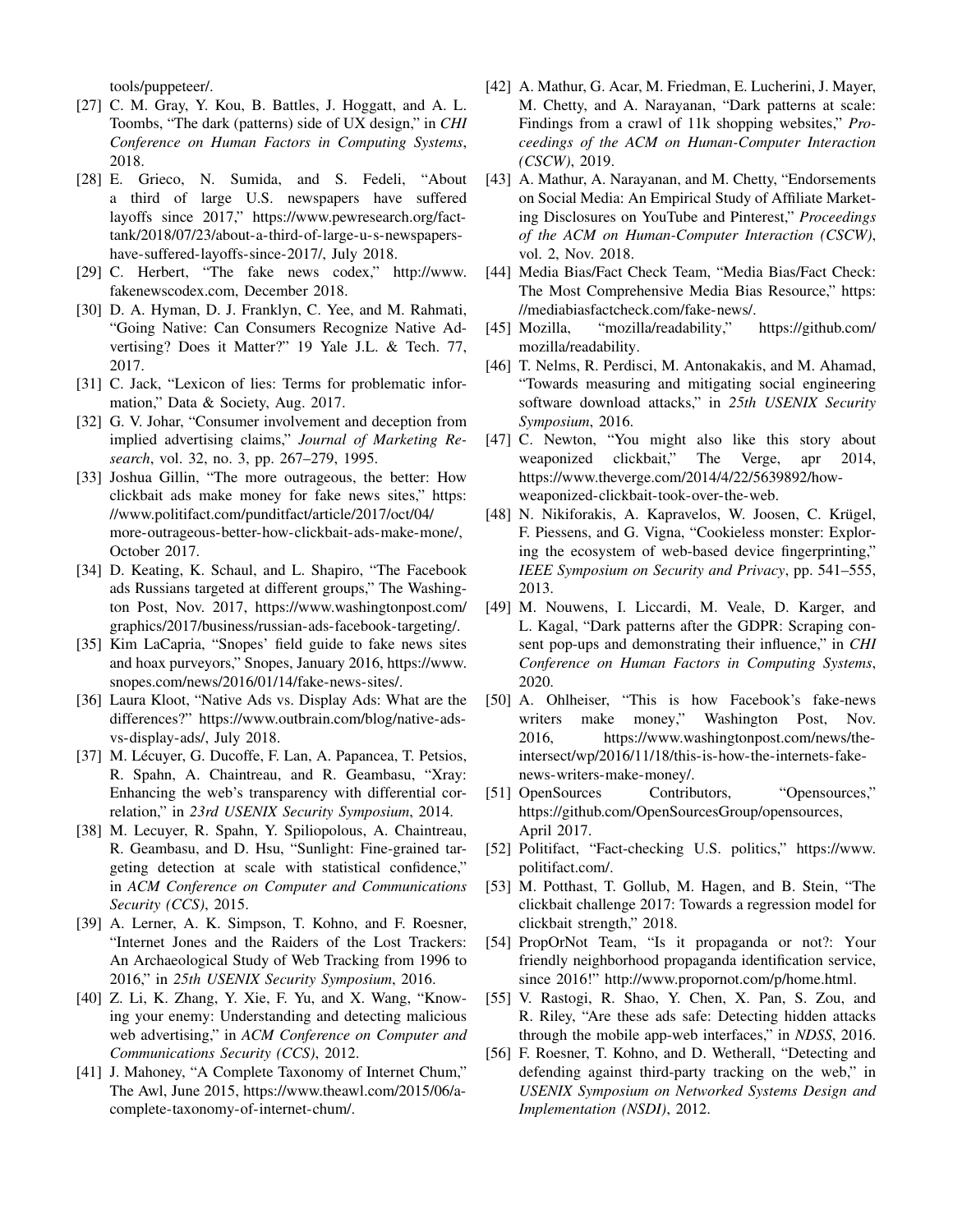tools/puppeteer/.

[27] C. M. Gray, Y. Kou, B. Battles, J. Hoggatt, and A. L. Toombs, "The dark (patterns) side of UX design," in *CHI Conference on Human Factors in Computing Systems*, 2018.

[28] E. Grieco, N. Sumida, and S. Fedeli, "About a third of large U.S. newspapers have suffered layoffs since 2017," https://www.pewresearch.org/fact-tank/2018/07/23/about-a-third-of-large-u-s-newspapers-have-suffered-layoffs-since-2017/, July 2018.

[29] C. Herbert, "The fake news codex," http://www.fakenewscodex.com, December 2018.

[30] D. A. Hyman, D. J. Franklyn, C. Yee, and M. Rahmati, "Going Native: Can Consumers Recognize Native Advertising? Does it Matter?" 19 Yale J.L. & Tech. 77, 2017.

[31] C. Jack, "Lexicon of lies: Terms for problematic information," Data & Society, Aug. 2017.

[32] G. V. Johar, "Consumer involvement and deception from implied advertising claims," *Journal of Marketing Research*, vol. 32, no. 3, pp. 267–279, 1995.

[33] Joshua Gillin, "The more outrageous, the better: How clickbait ads make money for fake news sites," https://www.politifact.com/punditfact/article/2017/oct/04/more-outrageous-better-how-clickbait-ads-make-mone/, October 2017.

[34] D. Keating, K. Schaul, and L. Shapiro, "The Facebook ads Russians targeted at different groups," The Washington Post, Nov. 2017, https://www.washingtonpost.com/graphics/2017/business/russian-ads-facebook-targeting/.

[35] Kim LaCapria, "Snopes' field guide to fake news sites and hoax purveyors," Snopes, January 2016, https://www.snopes.com/news/2016/01/14/fake-news-sites/.

[36] Laura Kloot, "Native Ads vs. Display Ads: What are the differences?" https://www.outbrain.com/blog/native-ads-vs-display-ads/, July 2018.

[37] M. Lécuyer, G. Ducoffe, F. Lan, A. Papancea, T. Petsios, R. Spahn, A. Chaintreau, and R. Geambasu, "Xray: Enhancing the web's transparency with differential correlation," in *23rd USENIX Security Symposium*, 2014.

[38] M. Lecuyer, R. Spahn, Y. Spiliopolous, A. Chaintreau, R. Geambasu, and D. Hsu, "Sunlight: Fine-grained targeting detection at scale with statistical confidence," in *ACM Conference on Computer and Communications Security (CCS)*, 2015.

[39] A. Lerner, A. K. Simpson, T. Kohno, and F. Roesner, "Internet Jones and the Raiders of the Lost Trackers: An Archaeological Study of Web Tracking from 1996 to 2016," in *25th USENIX Security Symposium*, 2016.

[40] Z. Li, K. Zhang, Y. Xie, F. Yu, and X. Wang, "Knowing your enemy: Understanding and detecting malicious web advertising," in *ACM Conference on Computer and Communications Security (CCS)*, 2012.

[41] J. Mahoney, "A Complete Taxonomy of Internet Chum," The Awl, June 2015, https://www.theawl.com/2015/06/a-complete-taxonomy-of-internet-chum/.

[42] A. Mathur, G. Acar, M. Friedman, E. Lucherini, J. Mayer, M. Chetty, and A. Narayanan, "Dark patterns at scale: Findings from a crawl of 11k shopping websites," *Proceedings of the ACM on Human-Computer Interaction (CSCW)*, 2019.

[43] A. Mathur, A. Narayanan, and M. Chetty, "Endorsements on Social Media: An Empirical Study of Affiliate Marketing Disclosures on YouTube and Pinterest," *Proceedings of the ACM on Human-Computer Interaction (CSCW)*, vol. 2, Nov. 2018.

[44] Media Bias/Fact Check Team, "Media Bias/Fact Check: The Most Comprehensive Media Bias Resource," https://mediabiasfactcheck.com/fake-news/.

[45] Mozilla, "mozilla/readability," https://github.com/mozilla/readability.

[46] T. Nelms, R. Perdisci, M. Antonakakis, and M. Ahamad, "Towards measuring and mitigating social engineering software download attacks," in *25th USENIX Security Symposium*, 2016.

[47] C. Newton, "You might also like this story about weaponized clickbait," The Verge, apr 2014, https://www.theverge.com/2014/4/22/5639892/how-weaponized-clickbait-took-over-the-web.

[48] N. Nikiforakis, A. Kapravelos, W. Joosen, C. Krügel, F. Piessens, and G. Vigna, "Cookieless monster: Exploring the ecosystem of web-based device fingerprinting," *IEEE Symposium on Security and Privacy*, pp. 541–555, 2013.

[49] M. Nouwens, I. Liccardi, M. Veale, D. Karger, and L. Kagal, "Dark patterns after the GDPR: Scraping consent pop-ups and demonstrating their influence," in *CHI Conference on Human Factors in Computing Systems*, 2020.

[50] A. Ohlheiser, "This is how Facebook's fake-news writers make money," Washington Post, Nov. 2016, https://www.washingtonpost.com/news/the-intersect/wp/2016/11/18/this-is-how-the-internets-fake-news-writers-make-money/.

[51] OpenSources Contributors, "Opensources," https://github.com/OpenSourcesGroup/opensources, April 2017.

[52] Politifact, "Fact-checking U.S. politics," https://www.politifact.com/.

[53] M. Potthast, T. Gollub, M. Hagen, and B. Stein, "The clickbait challenge 2017: Towards a regression model for clickbait strength," 2018.

[54] PropOrNot Team, "Is it propaganda or not?: Your friendly neighborhood propaganda identification service, since 2016!" http://www.propornot.com/p/home.html.

[55] V. Rastogi, R. Shao, Y. Chen, X. Pan, S. Zou, and R. Riley, "Are these ads safe: Detecting hidden attacks through the mobile app-web interfaces," in *NDSS*, 2016.

[56] F. Roesner, T. Kohno, and D. Wetherall, "Detecting and defending against third-party tracking on the web," in *USENIX Symposium on Networked Systems Design and Implementation (NSDI)*, 2012.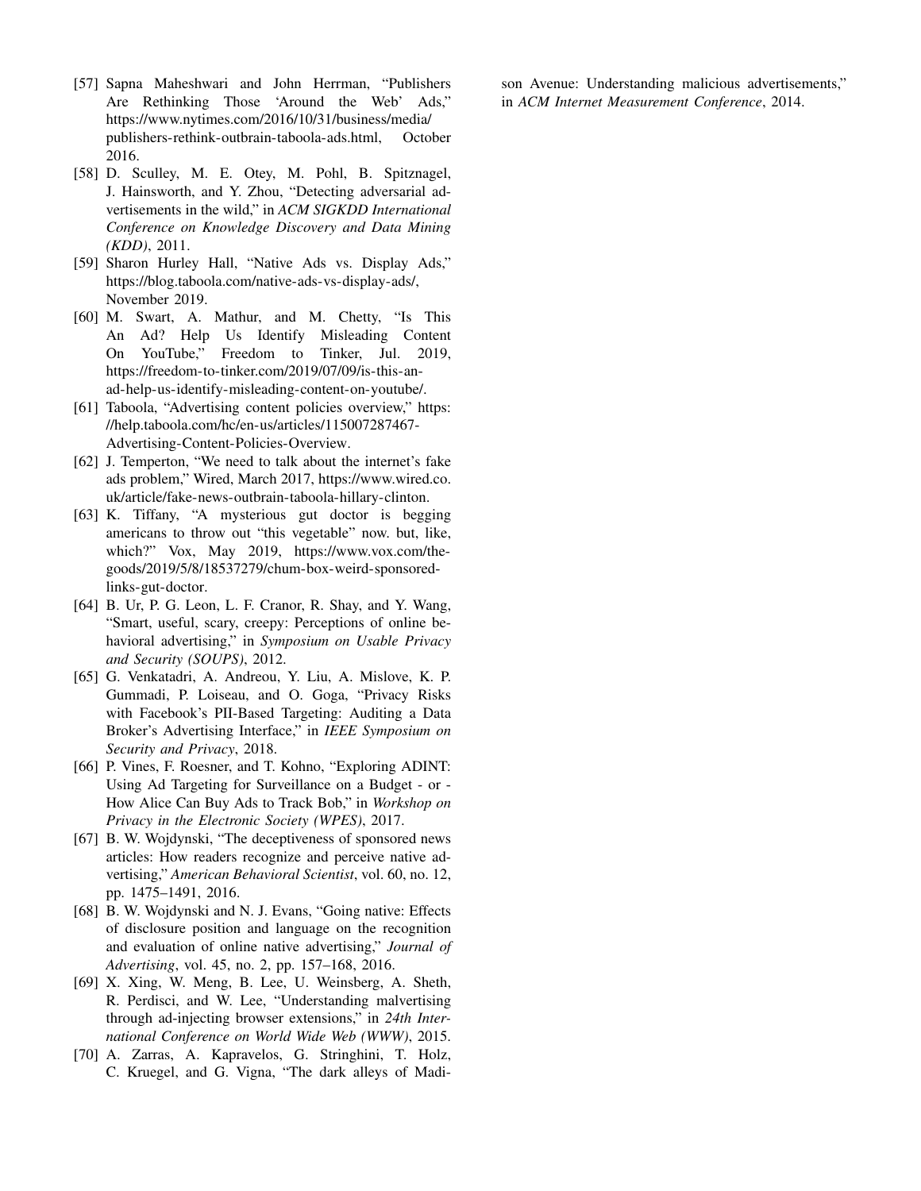[57] Sapna Maheshwari and John Herrman, "Publishers Are Rethinking Those 'Around the Web' Ads," https://www.nytimes.com/2016/10/31/business/media/publishers-rethink-outbrain-taboola-ads.html, October 2016.

[58] D. Sculley, M. E. Otey, M. Pohl, B. Spitznagel, J. Hainsworth, and Y. Zhou, "Detecting adversarial advertisements in the wild," in *ACM SIGKDD International Conference on Knowledge Discovery and Data Mining (KDD)*, 2011.

[59] Sharon Hurley Hall, "Native Ads vs. Display Ads," https://blog.taboola.com/native-ads-vs-display-ads/, November 2019.

[60] M. Swart, A. Mathur, and M. Chetty, "Is This An Ad? Help Us Identify Misleading Content On YouTube," Freedom to Tinker, Jul. 2019, https://freedom-to-tinker.com/2019/07/09/is-this-an-ad-help-us-identify-misleading-content-on-youtube/.

[61] Taboola, "Advertising content policies overview," https://help.taboola.com/hc/en-us/articles/115007287467-Advertising-Content-Policies-Overview.

[62] J. Temperton, "We need to talk about the internet's fake ads problem," Wired, March 2017, https://www.wired.co.uk/article/fake-news-outbrain-taboola-hillary-clinton.

[63] K. Tiffany, "A mysterious gut doctor is begging americans to throw out "this vegetable" now. but, like, which?" Vox, May 2019, https://www.vox.com/the-goods/2019/5/8/18537279/chum-box-weird-sponsored-links-gut-doctor.

[64] B. Ur, P. G. Leon, L. F. Cranor, R. Shay, and Y. Wang, "Smart, useful, scary, creepy: Perceptions of online behavioral advertising," in *Symposium on Usable Privacy and Security (SOUPS)*, 2012.

[65] G. Venkatadri, A. Andreou, Y. Liu, A. Mislove, K. P. Gummadi, P. Loiseau, and O. Goga, "Privacy Risks with Facebook's PII-Based Targeting: Auditing a Data Broker's Advertising Interface," in *IEEE Symposium on Security and Privacy*, 2018.

[66] P. Vines, F. Roesner, and T. Kohno, "Exploring ADINT: Using Ad Targeting for Surveillance on a Budget - or - How Alice Can Buy Ads to Track Bob," in *Workshop on Privacy in the Electronic Society (WPES)*, 2017.

[67] B. W. Wojdynski, "The deceptiveness of sponsored news articles: How readers recognize and perceive native advertising," *American Behavioral Scientist*, vol. 60, no. 12, pp. 1475–1491, 2016.

[68] B. W. Wojdynski and N. J. Evans, "Going native: Effects of disclosure position and language on the recognition and evaluation of online native advertising," *Journal of Advertising*, vol. 45, no. 2, pp. 157–168, 2016.

[69] X. Xing, W. Meng, B. Lee, U. Weinsberg, A. Sheth, R. Perdisci, and W. Lee, "Understanding malvertising through ad-injecting browser extensions," in *24th International Conference on World Wide Web (WWW)*, 2015.

[70] A. Zarras, A. Kapravelos, G. Stringhini, T. Holz, C. Kruegel, and G. Vigna, "The dark alleys of Madison Avenue: Understanding malicious advertisements," in *ACM Internet Measurement Conference*, 2014.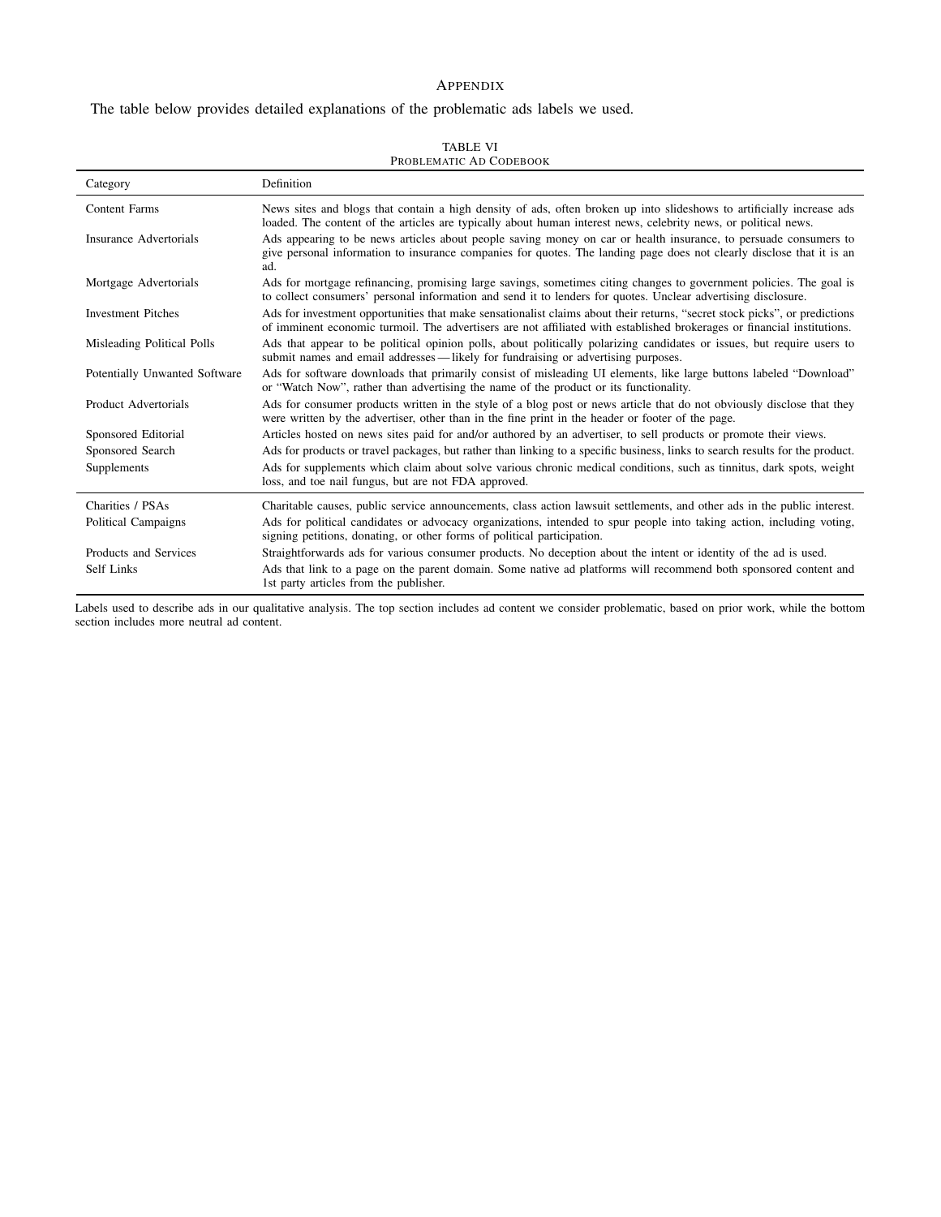# Appendix

The table below provides detailed explanations of the problematic ads labels we used.

TABLE VI
PROBLEMATIC AD CODEBOOK

| Category | Definition |
|---|---|
| Content Farms | News sites and blogs that contain a high density of ads, often broken up into slideshows to artificially increase ads loaded. The content of the articles are typically about human interest news, celebrity news, or political news. |
| Insurance Advertorials | Ads appearing to be news articles about people saving money on car or health insurance, to persuade consumers to give personal information to insurance companies for quotes. The landing page does not clearly disclose that it is an ad. |
| Mortgage Advertorials | Ads for mortgage refinancing, promising large savings, sometimes citing changes to government policies. The goal is to collect consumers' personal information and send it to lenders for quotes. Unclear advertising disclosure. |
| Investment Pitches | Ads for investment opportunities that make sensationalist claims about their returns, "secret stock picks", or predictions of imminent economic turmoil. The advertisers are not affiliated with established brokerages or financial institutions. |
| Misleading Political Polls | Ads that appear to be political opinion polls, about politically polarizing candidates or issues, but require users to submit names and email addresses — likely for fundraising or advertising purposes. |
| Potentially Unwanted Software | Ads for software downloads that primarily consist of misleading UI elements, like large buttons labeled "Download" or "Watch Now", rather than advertising the name of the product or its functionality. |
| Product Advertorials | Ads for consumer products written in the style of a blog post or news article that do not obviously disclose that they were written by the advertiser, other than in the fine print in the header or footer of the page. |
| Sponsored Editorial | Articles hosted on news sites paid for and/or authored by an advertiser, to sell products or promote their views. |
| Sponsored Search | Ads for products or travel packages, but rather than linking to a specific business, links to search results for the product. |
| Supplements | Ads for supplements which claim about solve various chronic medical conditions, such as tinnitus, dark spots, weight loss, and toe nail fungus, but are not FDA approved. |
| Charities / PSAs | Charitable causes, public service announcements, class action lawsuit settlements, and other ads in the public interest. |
| Political Campaigns | Ads for political candidates or advocacy organizations, intended to spur people into taking action, including voting, signing petitions, donating, or other forms of political participation. |
| Products and Services | Straightforwards ads for various consumer products. No deception about the intent or identity of the ad is used. |
| Self Links | Ads that link to a page on the parent domain. Some native ad platforms will recommend both sponsored content and 1st party articles from the publisher. |

Labels used to describe ads in our qualitative analysis. The top section includes ad content we consider problematic, based on prior work, while the bottom section includes more neutral ad content.